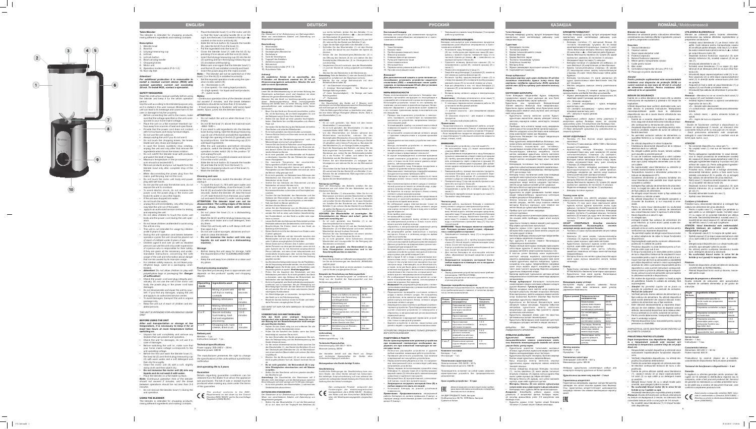# ENGLISH

## Table Blender

This blender is intended for chopping products, mixing different ingredients and making cocktails.

### Description

1. Blender bowl
2. Bowl lid
3. Lid plug/measuring cup
4. Lid lock
5. Lid lock button
6. Bowl carrying handle
7. Chopping knives
8. Motor unit
9. Operation modes switch (P-0-1-2)
10. Non-slip feet

**Attention!**

*For additional protection it is reasonable to install a residual current device (RCD) with nominal operation current not exceeding 30 mA. To install RCD, contact a specialist.*

### SAFETY MEASURES

Read this instruction manual carefully before using the blender and keep it for the whole service period.

Use the unit according to its intended purpose only, as it is stated in the user manual. Mishandling the unit can lead to its breakage and cause harm to the user or damage to his/her property.

- Before connecting the unit to the mains, make sure that the voltage specified on the unit corresponds to your home mains voltage.
- Place the unit on a flat, heat-resistant surface, away from heat sources and open flame.
- Provide that the power cord does not contact with hot surfaces and sharp furniture edges.
- Do not use the unit outdoors.
- Always unplug the unit if you do not use it.
- Do not touch the chopping knives, the knives blades are very sharp and dangerous!
- In case the knives suddenly stop rotating, unplug the unit and only after that remove the ingredients which block the knives rotation.
- Do not switch the blender bowl with products and watch the level of liquids.
- Maximum temperature of the processed products should not exceed 60°C.
- Remove products and pour out liquids from the blender bowl only after complete stop of the knives.
- When disconnecting the power plug from the mains, pull the plug, but not the cord.
- Do not touch the motor unit and power plug with wet hands.
- Do not use the unit near the kitchen sink, do not expose the unit to moisture.
- To avoid electric shocks, do not immerse the power cord, the power plug or the motor unit body into water or any other liquids.
- If the unit was dropped into water:
  - do not touch the water;
  - unplug the unit immediately, only after that you may take the unit out of the water;
  - apply to an authorized service center for testing and repairing the unit.
- Do not allow children to touch the motor unit body and the power cord during the unit operation.
- Do not leave children unattended to avoid using the unit as a toy.
- This unit is not intended for usage by children under 8 years of age.
- During the unit operation and breaks between operation cycles the unit should be placed out of reach of children under 8 years of age.
- Children aged 8 and over as well as disabled persons can use the unit only under supervision of a person who is responsible for their safety, if they are given all the necessary and understandable instructions concerning the safe usage of the unit and information about danger that can be caused by its improper usage.
- For children safety reasons, do not leave polyethylene bags, used as a packaging, unattended.

**Attention!** *Do not allow children to play with polyethylene bags or packaging film. Danger of suffocation!*

- Close the power cord and plug integrity periodically. Do not use the unit if the motor unit body, the power plug or the power cord have damages.
- Do not disassemble and repair the unit by yourself. If you find any damages, unplug the unit and apply to an authorized service center.
- To avoid damages, transport the unit in original package only.
- Keep the unit out of reach of children and disabled persons.

THE UNIT IS INTENDED FOR HOUSEHOLD USAGE ONLY

### BEFORE USING THE UNIT

*After unit transportation or storage at low temperature, it is necessary to keep it for at least two hours at room temperature before switching on.*

- Unpack the unit completely and remove any stickers that can prevent unit operation.
- Check the unit for damages, do not use it in case of damages.
- Before switching the unit on, make sure that your home mains voltage corresponds to the unit operating voltage.
- Before the first use wash the blender bowl (1), the bowl lid (2) and the lid plug/measuring cup (3) with warm water and a soft detergent and then dry thoroughly.
- Clean the motor unit (8) with a soft, slightly damp cloth and then wipe it dry.
- **Do not immerse the motor unit (8) into any liquids and do not wash it in a dishwashing machine.**
- Place the unit on a flat stable surface.

**Note:** *Continuous operation time of the blender should not exceed 2 minutes, and the break between operation should not be less than 2-3 minutes.*

- Do not connect the blender bowl (1) during the operation.

### USING THE BLENDER

The blender is intended for chopping products, mixing different ingredients and making cocktails.

- Place the blender bowl (1) on the motor unit (8) so that the bowl carrying handle (6) is on the right, turn the bowl (1) clockwise to the sign «▲» marked on the motor unit body (8).
- Slide the lid lock button (5) towards the handle (6), take the lid (2) from the bowl (1).
- Put the ingredients into the bowl (1).
- Close the blender bowl (1) with the lid (2) by pressing it from above until the lock (4) clicks.
- Insert the lid plug/measuring cup (3) into the lid (2) opening and turn the lid plug/measuring cup (3) clockwise until it stops.
- Make sure once again that the blender bowl (1) and the lid (2) are installed correctly and fixed.
- Insert the power plug into the mains socket.

**Note:** *The blender will not switch on if the lid (2) is not installed properly.*

- Set the required operation mode using the operation modes switch (9):
  - «0» - the device is off;
  - «1» - low speed – for mixing liquid products;
  - «2» (high speed) – for liquid and solid products;
  - «P» – pulse mode.

**Caution:** *Continuous operation time of the blender should not exceed 2 minutes, and the break between operations should not be less than 2-3 minutes.*

*- If food processing is hindered, add some liquid (water, liquor, juice) into the blender bowl (1).*

**ATTENTION!**

- Do not switch the unit on when the bowl (1) is empty.
- Do not fill the bowl (1) above the maximal mark «MAX–1500».
- If you need to add ingredients into the blender bowl during mixing, take the lid plug/measuring cup (3) out of the lid (2) and add the ingredients through the opening in the lid (2) gradually and by small portions. Use the measuring cup (3) to add liquid ingredients.
- After the unit operation and before removing products, switch the blender off by setting the operation modes switch (9) to the position «0» and unplug the unit.
- Turn the bowl (1) counterclockwise and remove it from the motor unit (8).
- Slide the lid lock button (5) towards the handle (6) and take the lid (2) from the bowl (1).
- Take the chopped products out of the bowl (1).
- Wash the blender bowl.

### Cleaning and care

After the unit operation, switch the blender off and unplug it.

- To wash the bowl (1), fill it with warm water and a soft detergent halfway, close the bowl (1) with the lid (2) and switch the blender on for several seconds. Switch the blender off, take the bowl (1) off, take the lid (2) from the bowl, pour water out and wash the bowl (1) under running water.

**ATTENTION!** *The blender bowl can not be disassembled. The cutting edges of the knives are very sharp, handle them with extreme caution!*

- Do not place the bowl (1) in a dishwashing machine.
- Wash the lid (2) and the lid plug/measuring cup (3) with warm water and a soft detergent, then dry them.
- Clean the unit body with a soft damp cloth and dry it.
- Do not use abrasive sponges, abrasives and solvents to clean the blender.
- **Do not immerse the motor unit into any liquids; do not wash it in a dishwashing machine.**

### Storage

- Before taking the unit away for storage, fulfill the requirements of the CLEANING AND CARE section.
- Keep the unit away from children in a clean and dry place.

### Food processing examples

The specified processing time is approximate and depends on the products' quality and chopping degree.

| Operating mode | Ingredients used | Duration |
|---|---|---|
| 1 | Mixing of puree with soft fruit or making cocktails | 40-60 seconds |
| | Making milkshakes | 1-2 minutes |
| 2 or 3 | Making milkshakes with hard milk | 1.5-2 minutes |
| 2 or P | Sauces and baby food making, hard fruit and vegetables processing | 1.5-2 minutes |
| 2 or P | Chopping nuts, hard cheese, dried crust | 1-2 minutes |

### Delivery set

Blender – 1 pc.
Instruction manual – 1 pc.

### Technical specifications

Power supply: 220-240 V ~ 50 Hz
Maximal power: 600 W

The manufacturer preserves the right to change the specifications of the units without a preliminary notification

### Unit operating life is 3 years

### Guarantee

Details regarding guarantee conditions can be obtained from the dealer from whom the appliance was purchased. The bill of sale or receipt must be produced when making any claim under the terms of this guarantee.

*This product conforms to the EMC-Requirements as laid down by the Council Directive 2004/108/EC and to the Low Voltage Regulation (2006/95/EC)*

# DEUTSCH

## Standmixer

# РУССКИЙ

## Настольный блендер

# ҚАЗАҚША

## Үстел блендері

# ROMÂNĂ/Moldovenească

## Blender de masă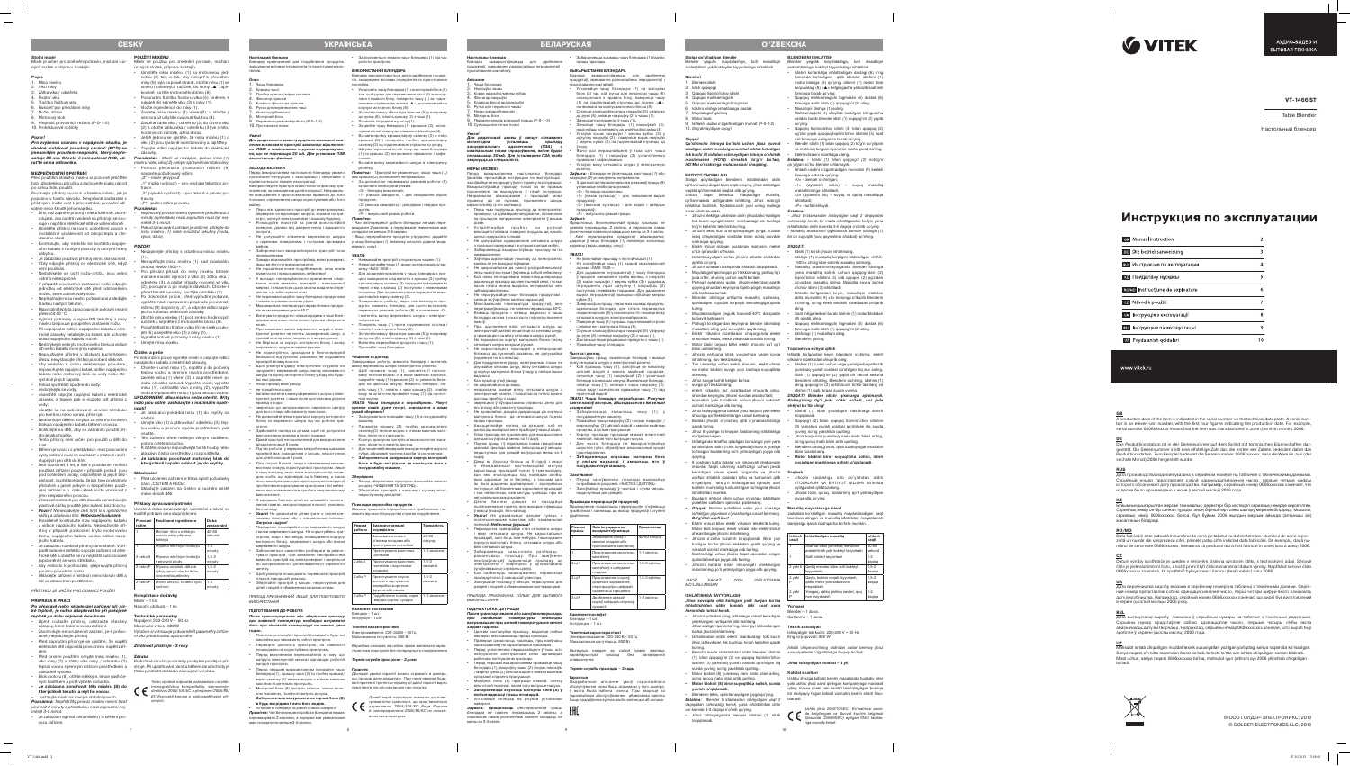VITEK

АУДИО-ВИДЕО И БЫТОВАЯ ТЕХНИКА

# VT-1466 ST

Table Blender

Настольный блендер

# Инструкция по эксплуатации

| | | |
|---|---|---|
| GB | Manual instruction | 2 |
| DE | Die Bedienungsanleitung | 3 |
| RUS | Инструкция по эксплуатации | 4 |
| KZ | Пайдалану нұсқауы | 5 |
| RO/MD | Instrucțiune de exploatare | 6 |
| CZ | Návod k použití | 7 |
| UA | Інструкція з експлуатації | 8 |
| BY | Інструкцыя па эксплуатацыі | 9 |
| UZ | Foydalanish qoidalari | 10 |

www.vitek.ru

**GB**

A production date of the item is indicated in the serial number on the technical data plate. A serial number is an eleven-unit number, with the first four figures indicating the production date. For example, serial number 0606xxxxxxx means that the item was manufactured in June (the sixth month) 2006.

**DE**

Das Produktionsdatum ist in der Seriennummer auf dem Schild mit technischen Eigenschaften angegeben. Die Seriennummer stellt eine elfstellige Zahl dar, die ersten vier Zahlen bedeuten das Produktionsdatum. Zum Beispiel bedeutet die Seriennummer 0606xxxxxxx, dass das Gerät im Juni (im sechsten Monat) 2006 hergestellt wurde.

**RUS**

Дата производства изделия указана в серийном номере на табличке с техническими данными. Серийный номер представляет собой одиннадцатизначное число, первые четыре цифры которого обозначают дату производства. Например, серийный номер 0606xxxxxxx означает, что изделие было произведено в июне (шестой месяц) 2006 года.

© ООО ГОЛДЕР-ЭЛЕКТРОНИКС, 2013
© GOLDER-ELECTRONICS LLC, 2013